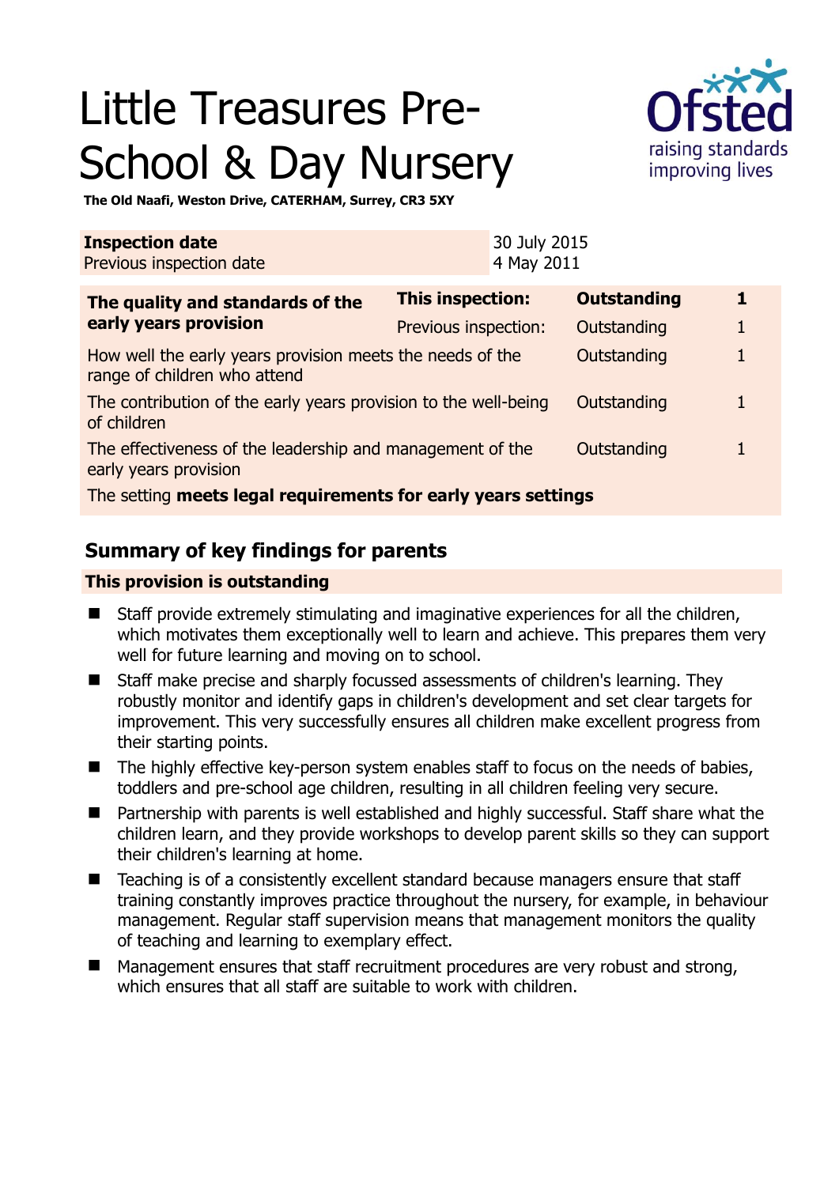# Little Treasures Pre-School & Day Nursery

**The Old Naafi, Weston Drive, CATERHAM, Surrey, CR3 5XY**

| **Inspection date** | 30 July 2015 |
|---|---|
| Previous inspection date | 4 May 2011 |

| **The quality and standards of the early years provision** | **This inspection:** | **Outstanding** | **1** |
|---|---|---|---|
| | Previous inspection: | Outstanding | 1 |
| How well the early years provision meets the needs of the range of children who attend | | Outstanding | 1 |
| The contribution of the early years provision to the well-being of children | | Outstanding | 1 |
| The effectiveness of the leadership and management of the early years provision | | Outstanding | 1 |
| The setting **meets legal requirements for early years settings** | | | |

## Summary of key findings for parents

**This provision is outstanding**

- Staff provide extremely stimulating and imaginative experiences for all the children, which motivates them exceptionally well to learn and achieve. This prepares them very well for future learning and moving on to school.
- Staff make precise and sharply focussed assessments of children's learning. They robustly monitor and identify gaps in children's development and set clear targets for improvement. This very successfully ensures all children make excellent progress from their starting points.
- The highly effective key-person system enables staff to focus on the needs of babies, toddlers and pre-school age children, resulting in all children feeling very secure.
- Partnership with parents is well established and highly successful. Staff share what the children learn, and they provide workshops to develop parent skills so they can support their children's learning at home.
- Teaching is of a consistently excellent standard because managers ensure that staff training constantly improves practice throughout the nursery, for example, in behaviour management. Regular staff supervision means that management monitors the quality of teaching and learning to exemplary effect.
- Management ensures that staff recruitment procedures are very robust and strong, which ensures that all staff are suitable to work with children.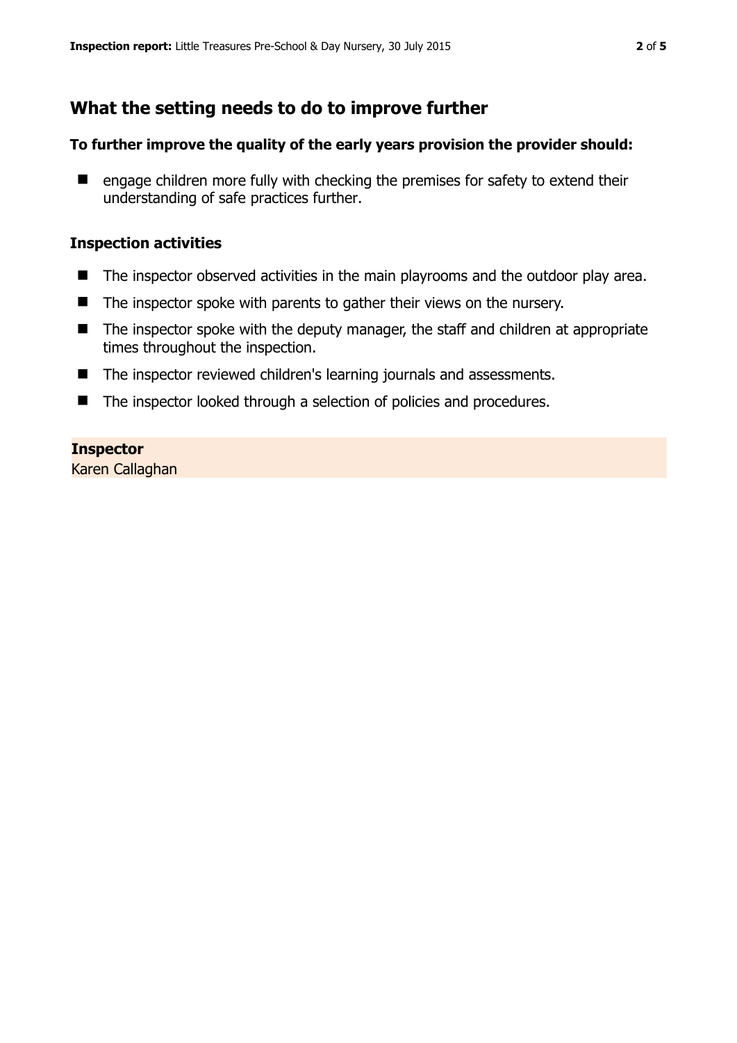## What the setting needs to do to improve further

### To further improve the quality of the early years provision the provider should:

- engage children more fully with checking the premises for safety to extend their understanding of safe practices further.

### Inspection activities

- The inspector observed activities in the main playrooms and the outdoor play area.
- The inspector spoke with parents to gather their views on the nursery.
- The inspector spoke with the deputy manager, the staff and children at appropriate times throughout the inspection.
- The inspector reviewed children's learning journals and assessments.
- The inspector looked through a selection of policies and procedures.

**Inspector**
Karen Callaghan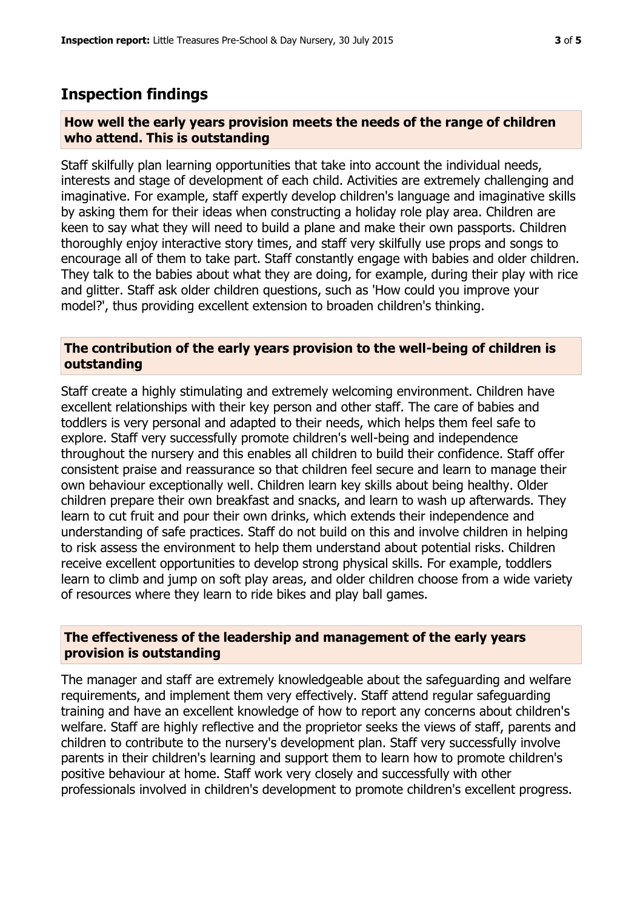## Inspection findings

### How well the early years provision meets the needs of the range of children who attend. This is outstanding

Staff skilfully plan learning opportunities that take into account the individual needs, interests and stage of development of each child. Activities are extremely challenging and imaginative. For example, staff expertly develop children's language and imaginative skills by asking them for their ideas when constructing a holiday role play area. Children are keen to say what they will need to build a plane and make their own passports. Children thoroughly enjoy interactive story times, and staff very skilfully use props and songs to encourage all of them to take part. Staff constantly engage with babies and older children. They talk to the babies about what they are doing, for example, during their play with rice and glitter. Staff ask older children questions, such as 'How could you improve your model?', thus providing excellent extension to broaden children's thinking.

### The contribution of the early years provision to the well-being of children is outstanding

Staff create a highly stimulating and extremely welcoming environment. Children have excellent relationships with their key person and other staff. The care of babies and toddlers is very personal and adapted to their needs, which helps them feel safe to explore. Staff very successfully promote children's well-being and independence throughout the nursery and this enables all children to build their confidence. Staff offer consistent praise and reassurance so that children feel secure and learn to manage their own behaviour exceptionally well. Children learn key skills about being healthy. Older children prepare their own breakfast and snacks, and learn to wash up afterwards. They learn to cut fruit and pour their own drinks, which extends their independence and understanding of safe practices. Staff do not build on this and involve children in helping to risk assess the environment to help them understand about potential risks. Children receive excellent opportunities to develop strong physical skills. For example, toddlers learn to climb and jump on soft play areas, and older children choose from a wide variety of resources where they learn to ride bikes and play ball games.

### The effectiveness of the leadership and management of the early years provision is outstanding

The manager and staff are extremely knowledgeable about the safeguarding and welfare requirements, and implement them very effectively. Staff attend regular safeguarding training and have an excellent knowledge of how to report any concerns about children's welfare. Staff are highly reflective and the proprietor seeks the views of staff, parents and children to contribute to the nursery's development plan. Staff very successfully involve parents in their children's learning and support them to learn how to promote children's positive behaviour at home. Staff work very closely and successfully with other professionals involved in children's development to promote children's excellent progress.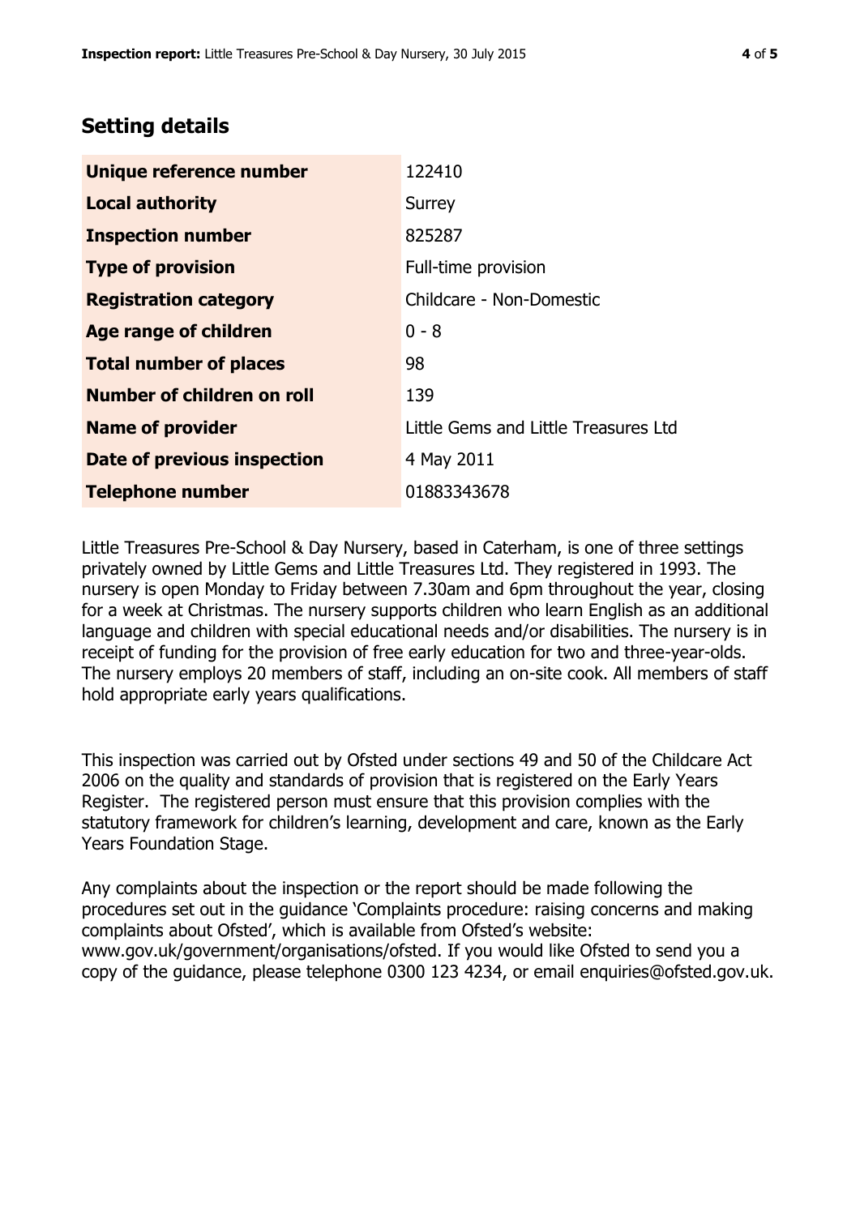## Setting details

| | |
|---|---|
| **Unique reference number** | 122410 |
| **Local authority** | Surrey |
| **Inspection number** | 825287 |
| **Type of provision** | Full-time provision |
| **Registration category** | Childcare - Non-Domestic |
| **Age range of children** | 0 - 8 |
| **Total number of places** | 98 |
| **Number of children on roll** | 139 |
| **Name of provider** | Little Gems and Little Treasures Ltd |
| **Date of previous inspection** | 4 May 2011 |
| **Telephone number** | 01883343678 |

Little Treasures Pre-School & Day Nursery, based in Caterham, is one of three settings privately owned by Little Gems and Little Treasures Ltd. They registered in 1993. The nursery is open Monday to Friday between 7.30am and 6pm throughout the year, closing for a week at Christmas. The nursery supports children who learn English as an additional language and children with special educational needs and/or disabilities. The nursery is in receipt of funding for the provision of free early education for two and three-year-olds. The nursery employs 20 members of staff, including an on-site cook. All members of staff hold appropriate early years qualifications.

This inspection was carried out by Ofsted under sections 49 and 50 of the Childcare Act 2006 on the quality and standards of provision that is registered on the Early Years Register. The registered person must ensure that this provision complies with the statutory framework for children's learning, development and care, known as the Early Years Foundation Stage.

Any complaints about the inspection or the report should be made following the procedures set out in the guidance 'Complaints procedure: raising concerns and making complaints about Ofsted', which is available from Ofsted's website: www.gov.uk/government/organisations/ofsted. If you would like Ofsted to send you a copy of the guidance, please telephone 0300 123 4234, or email enquiries@ofsted.gov.uk.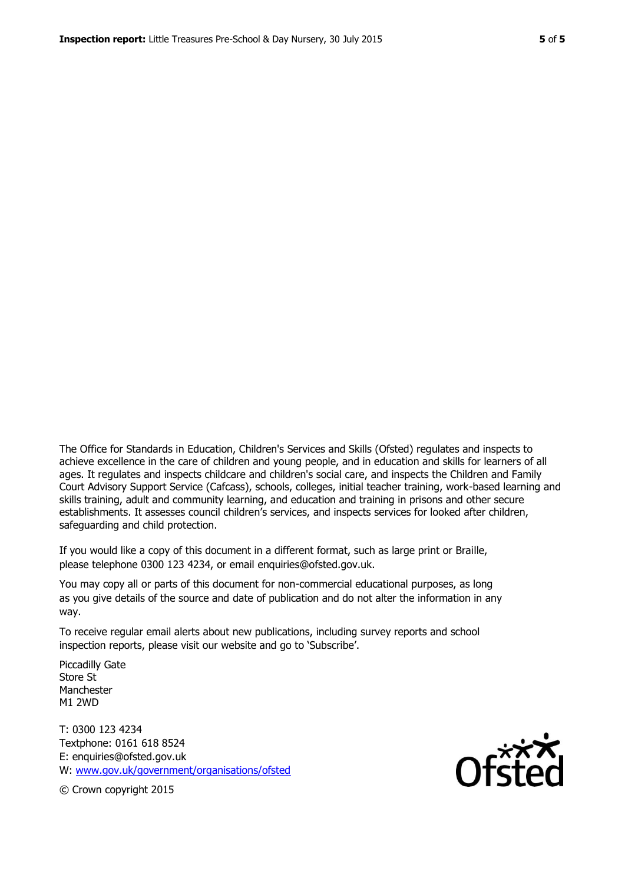The Office for Standards in Education, Children's Services and Skills (Ofsted) regulates and inspects to achieve excellence in the care of children and young people, and in education and skills for learners of all ages. It regulates and inspects childcare and children's social care, and inspects the Children and Family Court Advisory Support Service (Cafcass), schools, colleges, initial teacher training, work-based learning and skills training, adult and community learning, and education and training in prisons and other secure establishments. It assesses council children's services, and inspects services for looked after children, safeguarding and child protection.

If you would like a copy of this document in a different format, such as large print or Braille, please telephone 0300 123 4234, or email enquiries@ofsted.gov.uk.

You may copy all or parts of this document for non-commercial educational purposes, as long as you give details of the source and date of publication and do not alter the information in any way.

To receive regular email alerts about new publications, including survey reports and school inspection reports, please visit our website and go to 'Subscribe'.

Piccadilly Gate
Store St
Manchester
M1 2WD

T: 0300 123 4234
Textphone: 0161 618 8524
E: enquiries@ofsted.gov.uk
W: [www.gov.uk/government/organisations/ofsted](http://www.gov.uk/government/organisations/ofsted)

© Crown copyright 2015